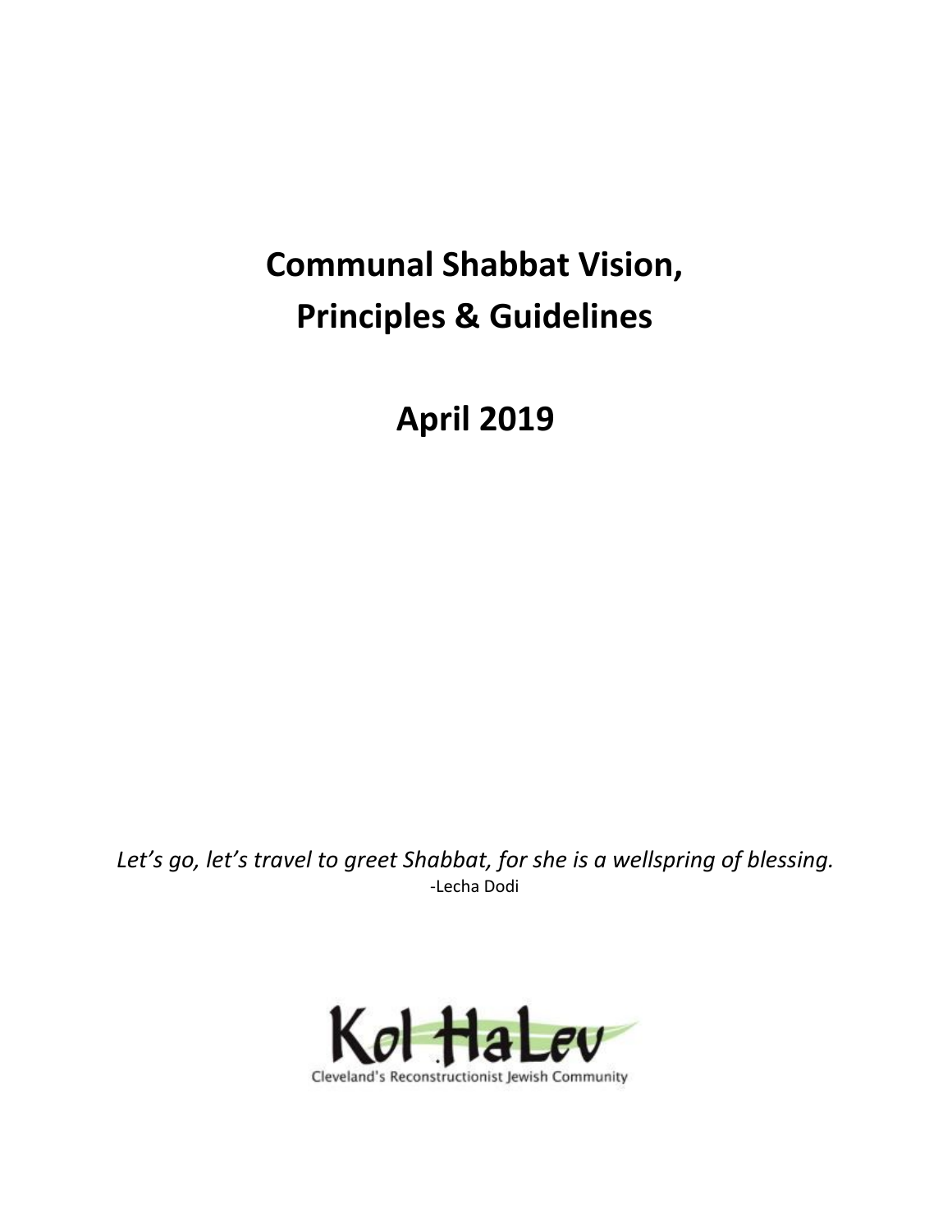# Communal Shabbat Vision, Principles & Guidelines

# April 2019

*Let's go, let's travel to greet Shabbat, for she is a wellspring of blessing.*
-Lecha Dodi

Kol HaLev

Cleveland's Reconstructionist Jewish Community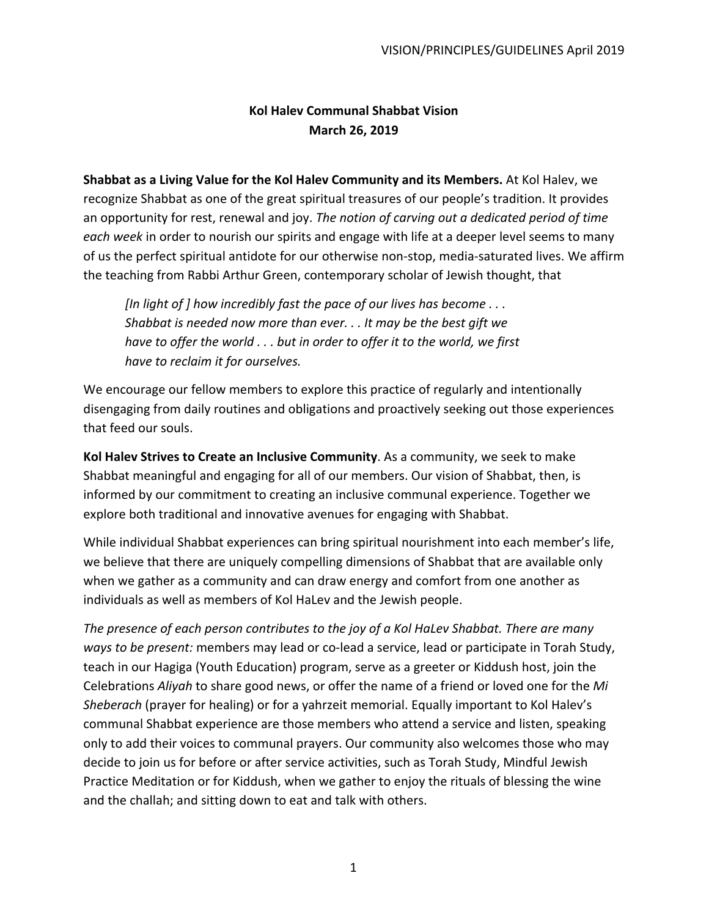# Kol Halev Communal Shabbat Vision
## March 26, 2019

**Shabbat as a Living Value for the Kol Halev Community and its Members.** At Kol Halev, we recognize Shabbat as one of the great spiritual treasures of our people's tradition. It provides an opportunity for rest, renewal and joy. *The notion of carving out a dedicated period of time each week* in order to nourish our spirits and engage with life at a deeper level seems to many of us the perfect spiritual antidote for our otherwise non-stop, media-saturated lives. We affirm the teaching from Rabbi Arthur Green, contemporary scholar of Jewish thought, that

> *[In light of ] how incredibly fast the pace of our lives has become . . . Shabbat is needed now more than ever. . . It may be the best gift we have to offer the world . . . but in order to offer it to the world, we first have to reclaim it for ourselves.*

We encourage our fellow members to explore this practice of regularly and intentionally disengaging from daily routines and obligations and proactively seeking out those experiences that feed our souls.

**Kol Halev Strives to Create an Inclusive Community**. As a community, we seek to make Shabbat meaningful and engaging for all of our members. Our vision of Shabbat, then, is informed by our commitment to creating an inclusive communal experience. Together we explore both traditional and innovative avenues for engaging with Shabbat.

While individual Shabbat experiences can bring spiritual nourishment into each member's life, we believe that there are uniquely compelling dimensions of Shabbat that are available only when we gather as a community and can draw energy and comfort from one another as individuals as well as members of Kol HaLev and the Jewish people.

*The presence of each person contributes to the joy of a Kol HaLev Shabbat. There are many ways to be present:* members may lead or co-lead a service, lead or participate in Torah Study, teach in our Hagiga (Youth Education) program, serve as a greeter or Kiddush host, join the Celebrations *Aliyah* to share good news, or offer the name of a friend or loved one for the *Mi Sheberach* (prayer for healing) or for a yahrzeit memorial. Equally important to Kol Halev's communal Shabbat experience are those members who attend a service and listen, speaking only to add their voices to communal prayers. Our community also welcomes those who may decide to join us for before or after service activities, such as Torah Study, Mindful Jewish Practice Meditation or for Kiddush, when we gather to enjoy the rituals of blessing the wine and the challah; and sitting down to eat and talk with others.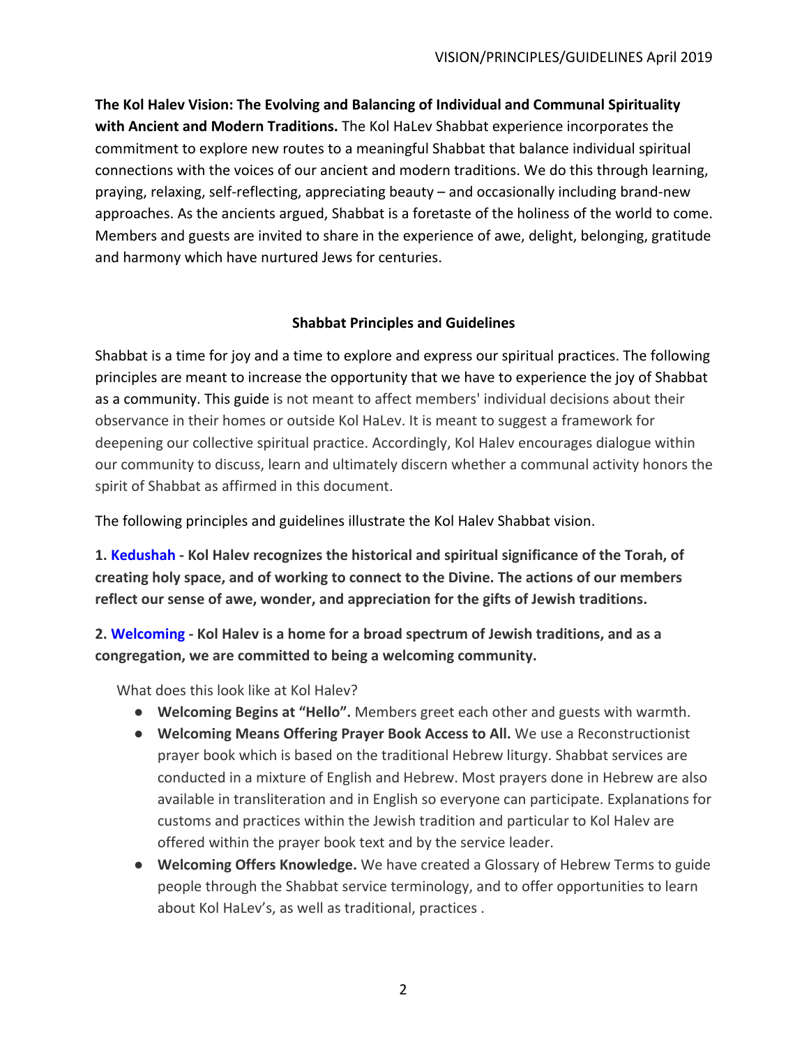**The Kol Halev Vision: The Evolving and Balancing of Individual and Communal Spirituality with Ancient and Modern Traditions.** The Kol HaLev Shabbat experience incorporates the commitment to explore new routes to a meaningful Shabbat that balance individual spiritual connections with the voices of our ancient and modern traditions. We do this through learning, praying, relaxing, self-reflecting, appreciating beauty – and occasionally including brand-new approaches. As the ancients argued, Shabbat is a foretaste of the holiness of the world to come. Members and guests are invited to share in the experience of awe, delight, belonging, gratitude and harmony which have nurtured Jews for centuries.

## Shabbat Principles and Guidelines

Shabbat is a time for joy and a time to explore and express our spiritual practices. The following principles are meant to increase the opportunity that we have to experience the joy of Shabbat as a community. This guide is not meant to affect members' individual decisions about their observance in their homes or outside Kol HaLev. It is meant to suggest a framework for deepening our collective spiritual practice. Accordingly, Kol Halev encourages dialogue within our community to discuss, learn and ultimately discern whether a communal activity honors the spirit of Shabbat as affirmed in this document.

The following principles and guidelines illustrate the Kol Halev Shabbat vision.

**1. Kedushah - Kol Halev recognizes the historical and spiritual significance of the Torah, of creating holy space, and of working to connect to the Divine. The actions of our members reflect our sense of awe, wonder, and appreciation for the gifts of Jewish traditions.**

**2. Welcoming - Kol Halev is a home for a broad spectrum of Jewish traditions, and as a congregation, we are committed to being a welcoming community.**

What does this look like at Kol Halev?

- **Welcoming Begins at "Hello".** Members greet each other and guests with warmth.
- **Welcoming Means Offering Prayer Book Access to All.** We use a Reconstructionist prayer book which is based on the traditional Hebrew liturgy. Shabbat services are conducted in a mixture of English and Hebrew. Most prayers done in Hebrew are also available in transliteration and in English so everyone can participate. Explanations for customs and practices within the Jewish tradition and particular to Kol Halev are offered within the prayer book text and by the service leader.
- **Welcoming Offers Knowledge.** We have created a Glossary of Hebrew Terms to guide people through the Shabbat service terminology, and to offer opportunities to learn about Kol HaLev's, as well as traditional, practices .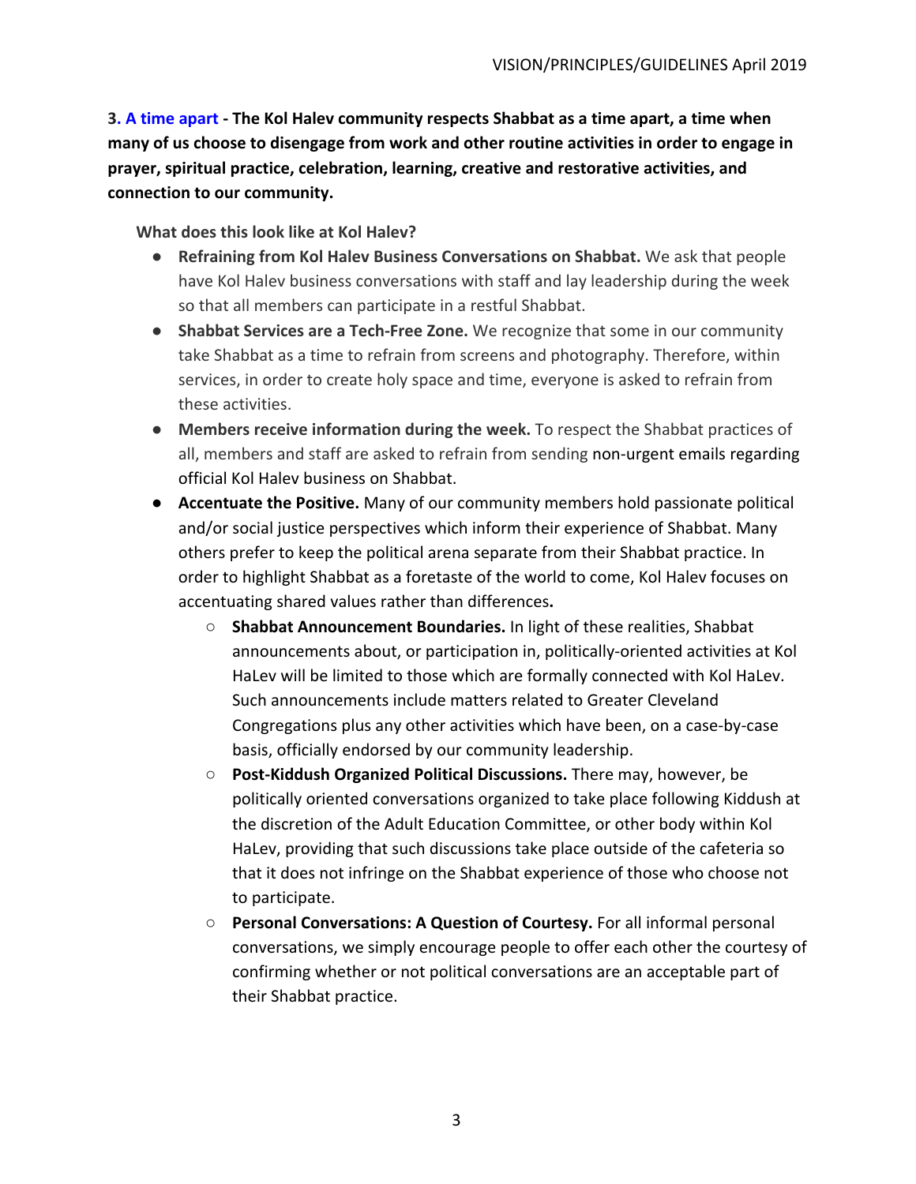**3. A time apart - The Kol Halev community respects Shabbat as a time apart, a time when many of us choose to disengage from work and other routine activities in order to engage in prayer, spiritual practice, celebration, learning, creative and restorative activities, and connection to our community.**

**What does this look like at Kol Halev?**

- **Refraining from Kol Halev Business Conversations on Shabbat.** We ask that people have Kol Halev business conversations with staff and lay leadership during the week so that all members can participate in a restful Shabbat.
- **Shabbat Services are a Tech-Free Zone.** We recognize that some in our community take Shabbat as a time to refrain from screens and photography. Therefore, within services, in order to create holy space and time, everyone is asked to refrain from these activities.
- **Members receive information during the week.** To respect the Shabbat practices of all, members and staff are asked to refrain from sending non-urgent emails regarding official Kol Halev business on Shabbat.
- **Accentuate the Positive.** Many of our community members hold passionate political and/or social justice perspectives which inform their experience of Shabbat. Many others prefer to keep the political arena separate from their Shabbat practice. In order to highlight Shabbat as a foretaste of the world to come, Kol Halev focuses on accentuating shared values rather than differences**.**
  - **Shabbat Announcement Boundaries.** In light of these realities, Shabbat announcements about, or participation in, politically-oriented activities at Kol HaLev will be limited to those which are formally connected with Kol HaLev. Such announcements include matters related to Greater Cleveland Congregations plus any other activities which have been, on a case-by-case basis, officially endorsed by our community leadership.
  - **Post-Kiddush Organized Political Discussions.** There may, however, be politically oriented conversations organized to take place following Kiddush at the discretion of the Adult Education Committee, or other body within Kol HaLev, providing that such discussions take place outside of the cafeteria so that it does not infringe on the Shabbat experience of those who choose not to participate.
  - **Personal Conversations: A Question of Courtesy.** For all informal personal conversations, we simply encourage people to offer each other the courtesy of confirming whether or not political conversations are an acceptable part of their Shabbat practice.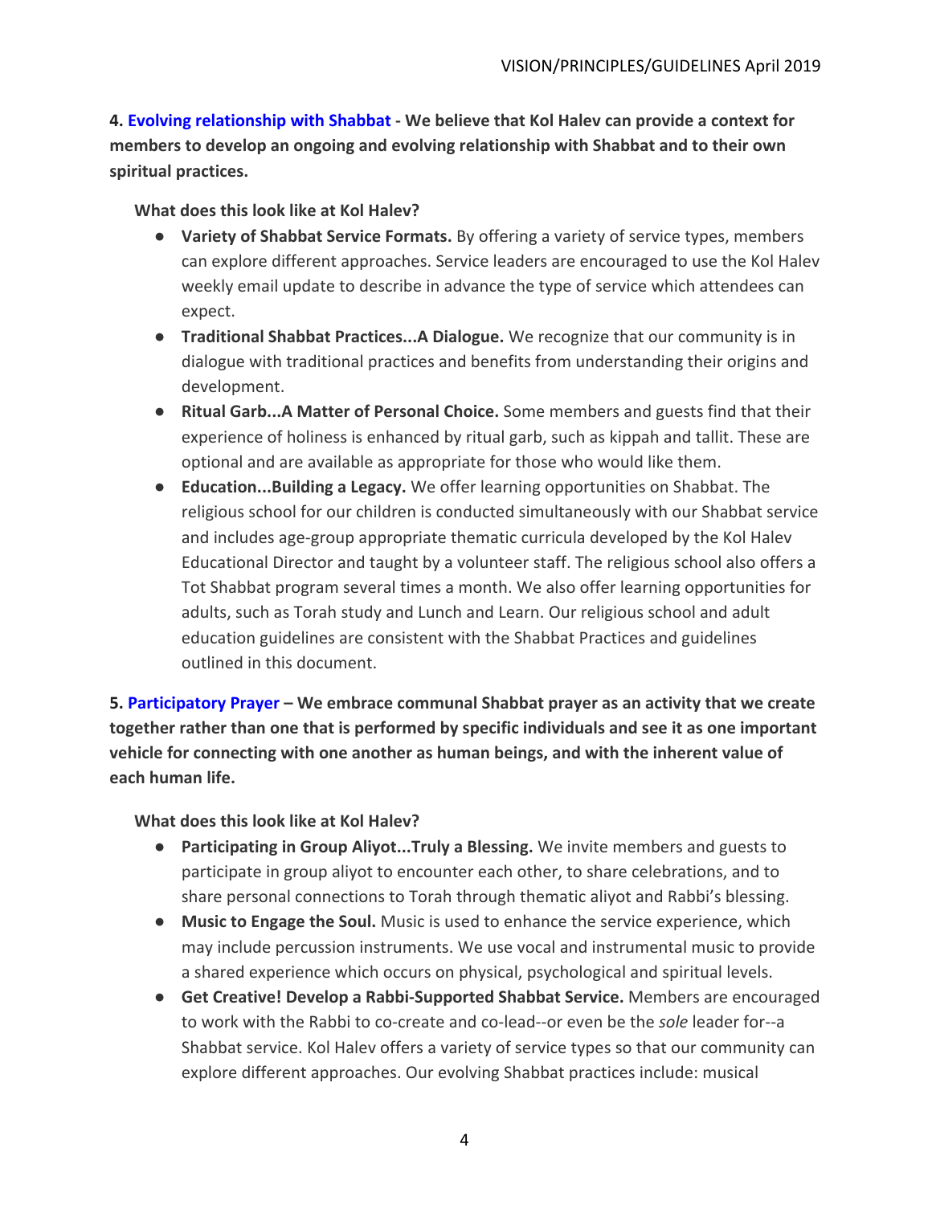**4. Evolving relationship with Shabbat - We believe that Kol Halev can provide a context for members to develop an ongoing and evolving relationship with Shabbat and to their own spiritual practices.**

**What does this look like at Kol Halev?**

- **Variety of Shabbat Service Formats.** By offering a variety of service types, members can explore different approaches. Service leaders are encouraged to use the Kol Halev weekly email update to describe in advance the type of service which attendees can expect.
- **Traditional Shabbat Practices...A Dialogue.** We recognize that our community is in dialogue with traditional practices and benefits from understanding their origins and development.
- **Ritual Garb...A Matter of Personal Choice.** Some members and guests find that their experience of holiness is enhanced by ritual garb, such as kippah and tallit. These are optional and are available as appropriate for those who would like them.
- **Education...Building a Legacy.** We offer learning opportunities on Shabbat. The religious school for our children is conducted simultaneously with our Shabbat service and includes age-group appropriate thematic curricula developed by the Kol Halev Educational Director and taught by a volunteer staff. The religious school also offers a Tot Shabbat program several times a month. We also offer learning opportunities for adults, such as Torah study and Lunch and Learn. Our religious school and adult education guidelines are consistent with the Shabbat Practices and guidelines outlined in this document.

**5. Participatory Prayer – We embrace communal Shabbat prayer as an activity that we create together rather than one that is performed by specific individuals and see it as one important vehicle for connecting with one another as human beings, and with the inherent value of each human life.**

**What does this look like at Kol Halev?**

- **Participating in Group Aliyot...Truly a Blessing.** We invite members and guests to participate in group aliyot to encounter each other, to share celebrations, and to share personal connections to Torah through thematic aliyot and Rabbi's blessing.
- **Music to Engage the Soul.** Music is used to enhance the service experience, which may include percussion instruments. We use vocal and instrumental music to provide a shared experience which occurs on physical, psychological and spiritual levels.
- **Get Creative! Develop a Rabbi-Supported Shabbat Service.** Members are encouraged to work with the Rabbi to co-create and co-lead--or even be the *sole* leader for--a Shabbat service. Kol Halev offers a variety of service types so that our community can explore different approaches. Our evolving Shabbat practices include: musical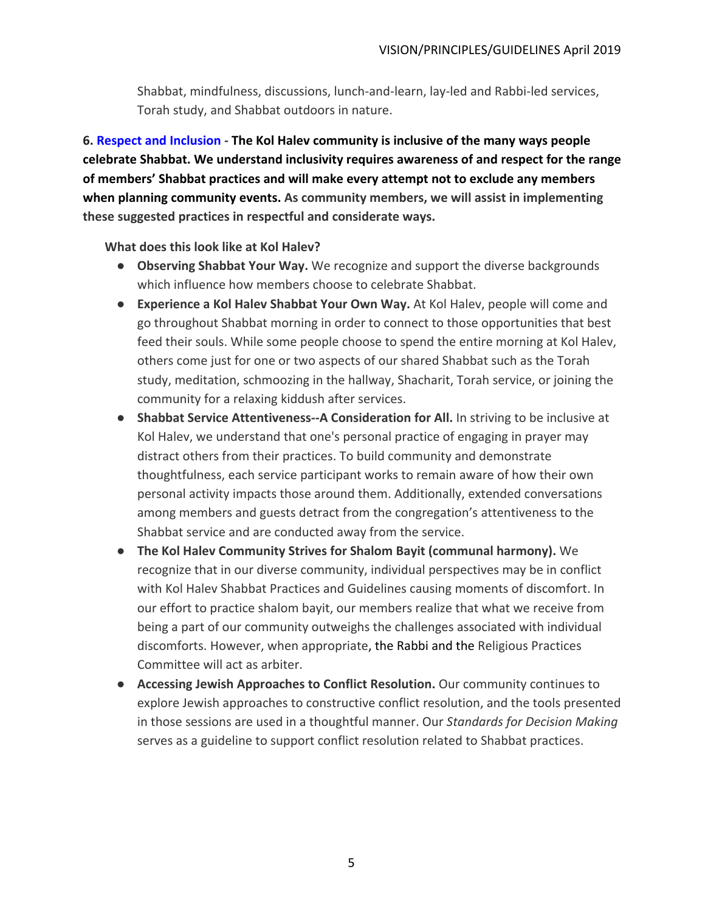Shabbat, mindfulness, discussions, lunch-and-learn, lay-led and Rabbi-led services, Torah study, and Shabbat outdoors in nature.

**6. Respect and Inclusion - The Kol Halev community is inclusive of the many ways people celebrate Shabbat. We understand inclusivity requires awareness of and respect for the range of members' Shabbat practices and will make every attempt not to exclude any members when planning community events. As community members, we will assist in implementing these suggested practices in respectful and considerate ways.**

**What does this look like at Kol Halev?**

- **Observing Shabbat Your Way.** We recognize and support the diverse backgrounds which influence how members choose to celebrate Shabbat.
- **Experience a Kol Halev Shabbat Your Own Way.** At Kol Halev, people will come and go throughout Shabbat morning in order to connect to those opportunities that best feed their souls. While some people choose to spend the entire morning at Kol Halev, others come just for one or two aspects of our shared Shabbat such as the Torah study, meditation, schmoozing in the hallway, Shacharit, Torah service, or joining the community for a relaxing kiddush after services.
- **Shabbat Service Attentiveness--A Consideration for All.** In striving to be inclusive at Kol Halev, we understand that one's personal practice of engaging in prayer may distract others from their practices. To build community and demonstrate thoughtfulness, each service participant works to remain aware of how their own personal activity impacts those around them. Additionally, extended conversations among members and guests detract from the congregation's attentiveness to the Shabbat service and are conducted away from the service.
- **The Kol Halev Community Strives for Shalom Bayit (communal harmony).** We recognize that in our diverse community, individual perspectives may be in conflict with Kol Halev Shabbat Practices and Guidelines causing moments of discomfort. In our effort to practice shalom bayit, our members realize that what we receive from being a part of our community outweighs the challenges associated with individual discomforts. However, when appropriate, the Rabbi and the Religious Practices Committee will act as arbiter.
- **Accessing Jewish Approaches to Conflict Resolution.** Our community continues to explore Jewish approaches to constructive conflict resolution, and the tools presented in those sessions are used in a thoughtful manner. Our *Standards for Decision Making* serves as a guideline to support conflict resolution related to Shabbat practices.